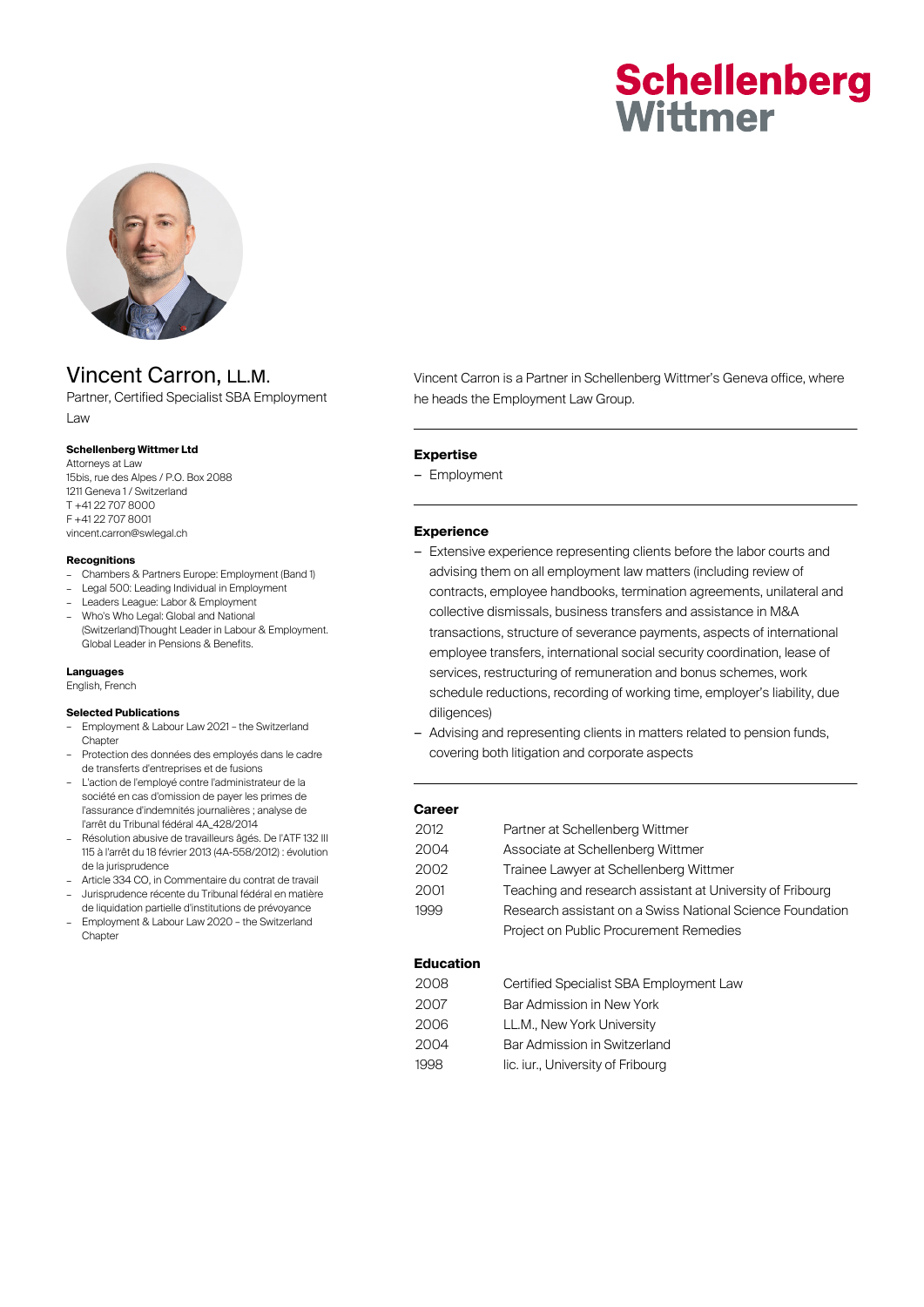# Schellenberg Wittmer

# Vincent Carron, LL.M.

Partner, Certified Specialist SBA Employment Law

**Schellenberg Wittmer Ltd**
Attorneys at Law
15bis, rue des Alpes / P.O. Box 2088
1211 Geneva 1 / Switzerland
T +41 22 707 8000
F +41 22 707 8001
vincent.carron@swlegal.ch

**Recognitions**

- Chambers & Partners Europe: Employment (Band 1)
- Legal 500: Leading Individual in Employment
- Leaders League: Labor & Employment
- Who's Who Legal: Global and National (Switzerland)Thought Leader in Labour & Employment. Global Leader in Pensions & Benefits.

**Languages**
English, French

**Selected Publications**

- Employment & Labour Law 2021 – the Switzerland Chapter
- Protection des données des employés dans le cadre de transferts d'entreprises et de fusions
- L'action de l'employé contre l'administrateur de la société en cas d'omission de payer les primes de l'assurance d'indemnités journalières ; analyse de l'arrêt du Tribunal fédéral 4A_428/2014
- Résolution abusive de travailleurs âgés. De l'ATF 132 III 115 à l'arrêt du 18 février 2013 (4A-558/2012) : évolution de la jurisprudence
- Article 334 CO, in Commentaire du contrat de travail
- Jurisprudence récente du Tribunal fédéral en matière de liquidation partielle d'institutions de prévoyance
- Employment & Labour Law 2020 – the Switzerland Chapter

Vincent Carron is a Partner in Schellenberg Wittmer's Geneva office, where he heads the Employment Law Group.

## Expertise

- Employment

## Experience

- Extensive experience representing clients before the labor courts and advising them on all employment law matters (including review of contracts, employee handbooks, termination agreements, unilateral and collective dismissals, business transfers and assistance in M&A transactions, structure of severance payments, aspects of international employee transfers, international social security coordination, lease of services, restructuring of remuneration and bonus schemes, work schedule reductions, recording of working time, employer's liability, due diligences)
- Advising and representing clients in matters related to pension funds, covering both litigation and corporate aspects

## Career

| | |
|---|---|
| 2012 | Partner at Schellenberg Wittmer |
| 2004 | Associate at Schellenberg Wittmer |
| 2002 | Trainee Lawyer at Schellenberg Wittmer |
| 2001 | Teaching and research assistant at University of Fribourg |
| 1999 | Research assistant on a Swiss National Science Foundation Project on Public Procurement Remedies |

## Education

| | |
|---|---|
| 2008 | Certified Specialist SBA Employment Law |
| 2007 | Bar Admission in New York |
| 2006 | LL.M., New York University |
| 2004 | Bar Admission in Switzerland |
| 1998 | lic. iur., University of Fribourg |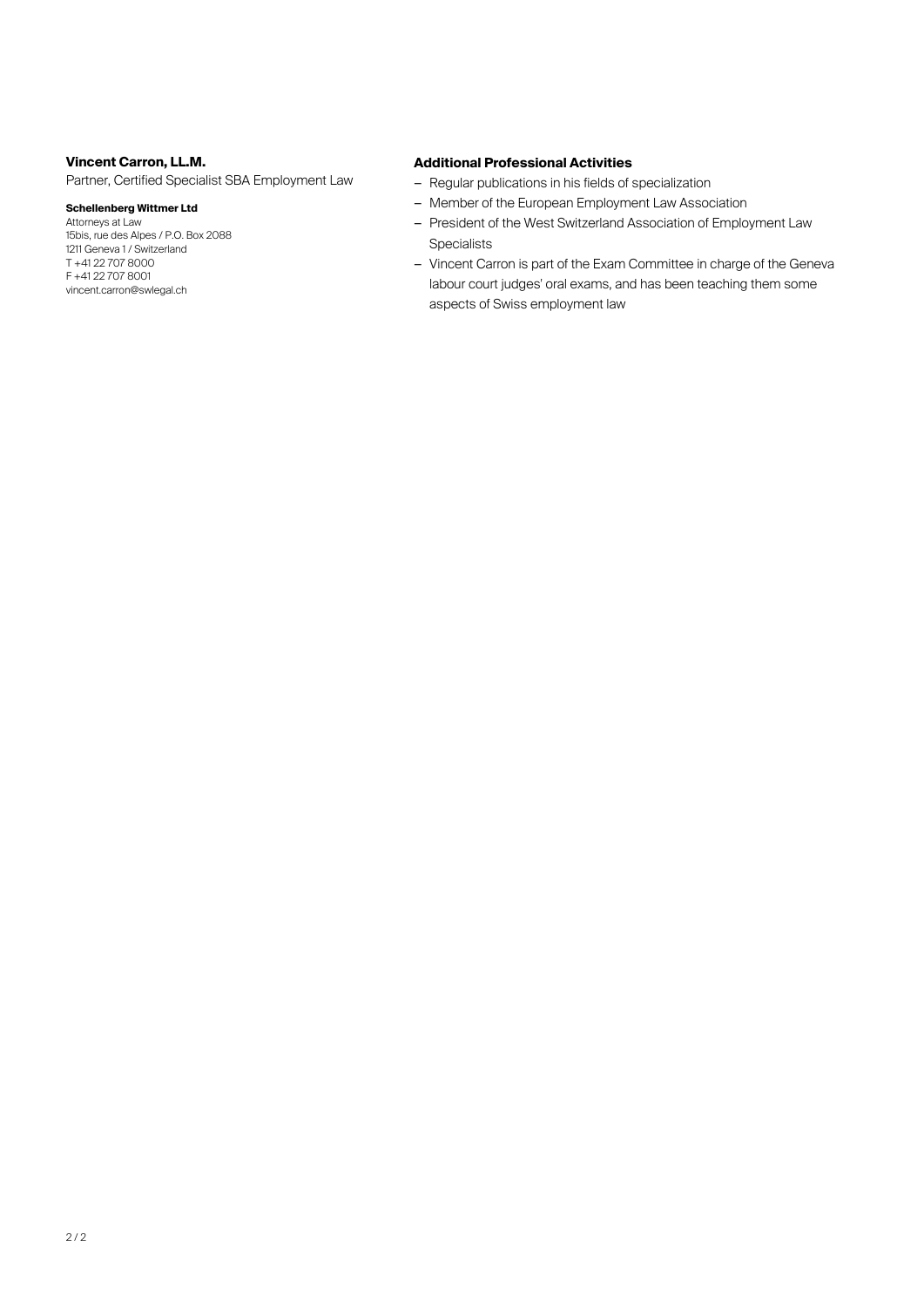**Vincent Carron, LL.M.**
Partner, Certified Specialist SBA Employment Law

**Schellenberg Wittmer Ltd**
Attorneys at Law
15bis, rue des Alpes / P.O. Box 2088
1211 Geneva 1 / Switzerland
T +41 22 707 8000
F +41 22 707 8001
vincent.carron@swlegal.ch

**Additional Professional Activities**

- Regular publications in his fields of specialization
- Member of the European Employment Law Association
- President of the West Switzerland Association of Employment Law Specialists
- Vincent Carron is part of the Exam Committee in charge of the Geneva labour court judges' oral exams, and has been teaching them some aspects of Swiss employment law